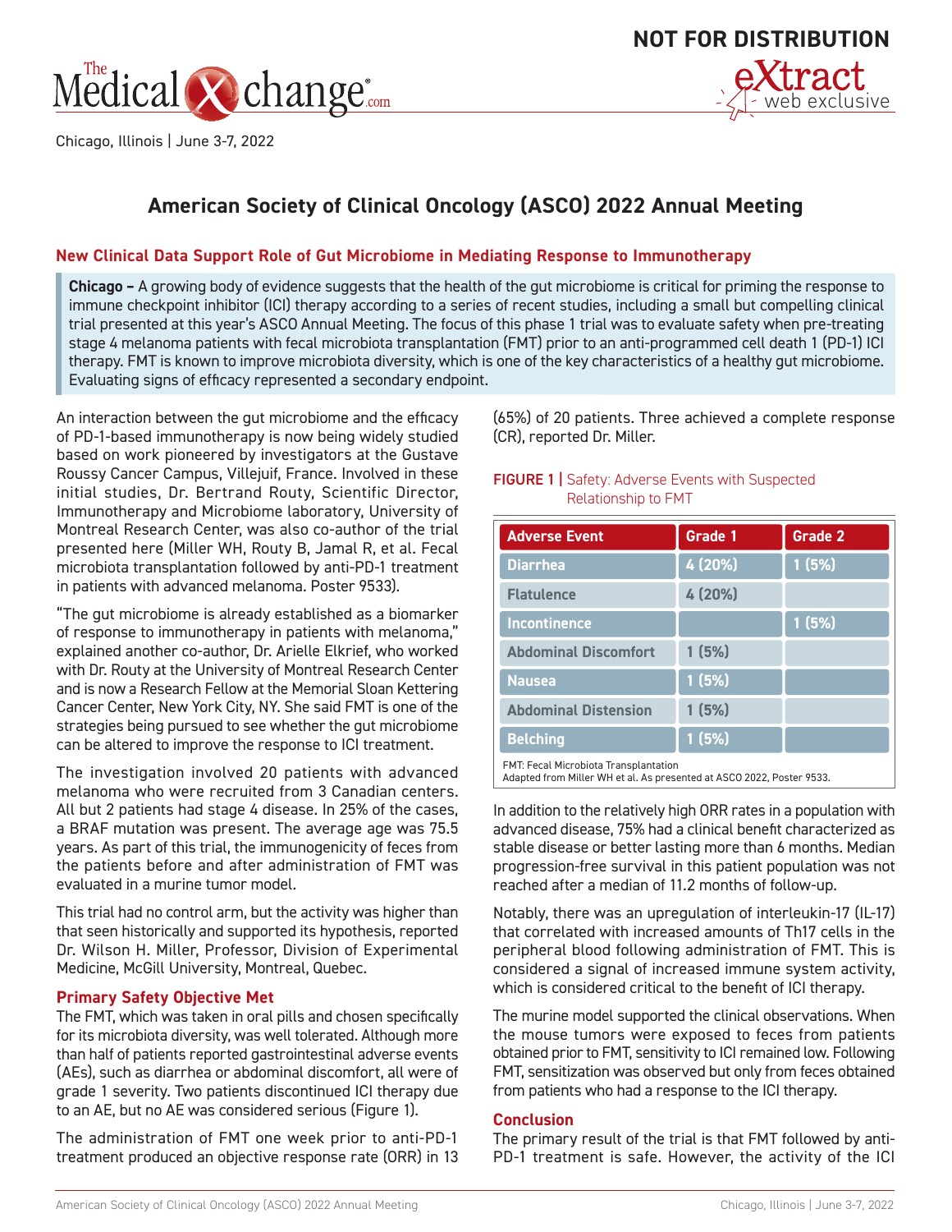NOT FOR DISTRIBUTION

Chicago, Illinois | June 3-7, 2022

# American Society of Clinical Oncology (ASCO) 2022 Annual Meeting

## New Clinical Data Support Role of Gut Microbiome in Mediating Response to Immunotherapy

**Chicago –** A growing body of evidence suggests that the health of the gut microbiome is critical for priming the response to immune checkpoint inhibitor (ICI) therapy according to a series of recent studies, including a small but compelling clinical trial presented at this year's ASCO Annual Meeting. The focus of this phase 1 trial was to evaluate safety when pre-treating stage 4 melanoma patients with fecal microbiota transplantation (FMT) prior to an anti-programmed cell death 1 (PD-1) ICI therapy. FMT is known to improve microbiota diversity, which is one of the key characteristics of a healthy gut microbiome. Evaluating signs of efficacy represented a secondary endpoint.

An interaction between the gut microbiome and the efficacy of PD-1-based immunotherapy is now being widely studied based on work pioneered by investigators at the Gustave Roussy Cancer Campus, Villejuif, France. Involved in these initial studies, Dr. Bertrand Routy, Scientific Director, Immunotherapy and Microbiome laboratory, University of Montreal Research Center, was also co-author of the trial presented here (Miller WH, Routy B, Jamal R, et al. Fecal microbiota transplantation followed by anti-PD-1 treatment in patients with advanced melanoma. Poster 9533).

"The gut microbiome is already established as a biomarker of response to immunotherapy in patients with melanoma," explained another co-author, Dr. Arielle Elkrief, who worked with Dr. Routy at the University of Montreal Research Center and is now a Research Fellow at the Memorial Sloan Kettering Cancer Center, New York City, NY. She said FMT is one of the strategies being pursued to see whether the gut microbiome can be altered to improve the response to ICI treatment.

The investigation involved 20 patients with advanced melanoma who were recruited from 3 Canadian centers. All but 2 patients had stage 4 disease. In 25% of the cases, a BRAF mutation was present. The average age was 75.5 years. As part of this trial, the immunogenicity of feces from the patients before and after administration of FMT was evaluated in a murine tumor model.

This trial had no control arm, but the activity was higher than that seen historically and supported its hypothesis, reported Dr. Wilson H. Miller, Professor, Division of Experimental Medicine, McGill University, Montreal, Quebec.

### Primary Safety Objective Met

The FMT, which was taken in oral pills and chosen specifically for its microbiota diversity, was well tolerated. Although more than half of patients reported gastrointestinal adverse events (AEs), such as diarrhea or abdominal discomfort, all were of grade 1 severity. Two patients discontinued ICI therapy due to an AE, but no AE was considered serious (Figure 1).

The administration of FMT one week prior to anti-PD-1 treatment produced an objective response rate (ORR) in 13 (65%) of 20 patients. Three achieved a complete response (CR), reported Dr. Miller.

**FIGURE 1 |** Safety: Adverse Events with Suspected Relationship to FMT

| Adverse Event | Grade 1 | Grade 2 |
|---|---|---|
| Diarrhea | 4 (20%) | 1 (5%) |
| Flatulence | 4 (20%) | |
| Incontinence | | 1 (5%) |
| Abdominal Discomfort | 1 (5%) | |
| Nausea | 1 (5%) | |
| Abdominal Distension | 1 (5%) | |
| Belching | 1 (5%) | |

FMT: Fecal Microbiota Transplantation
Adapted from Miller WH et al. As presented at ASCO 2022, Poster 9533.

In addition to the relatively high ORR rates in a population with advanced disease, 75% had a clinical benefit characterized as stable disease or better lasting more than 6 months. Median progression-free survival in this patient population was not reached after a median of 11.2 months of follow-up.

Notably, there was an upregulation of interleukin-17 (IL-17) that correlated with increased amounts of Th17 cells in the peripheral blood following administration of FMT. This is considered a signal of increased immune system activity, which is considered critical to the benefit of ICI therapy.

The murine model supported the clinical observations. When the mouse tumors were exposed to feces from patients obtained prior to FMT, sensitivity to ICI remained low. Following FMT, sensitization was observed but only from feces obtained from patients who had a response to the ICI therapy.

### Conclusion

The primary result of the trial is that FMT followed by anti-PD-1 treatment is safe. However, the activity of the ICI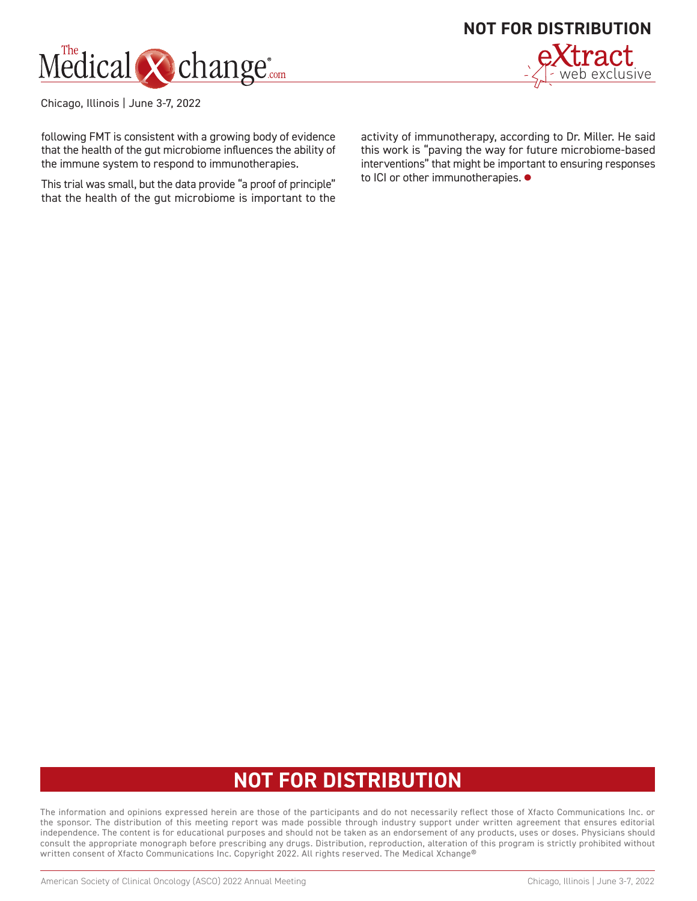following FMT is consistent with a growing body of evidence that the health of the gut microbiome influences the ability of the immune system to respond to immunotherapies.

This trial was small, but the data provide "a proof of principle" that the health of the gut microbiome is important to the activity of immunotherapy, according to Dr. Miller. He said this work is "paving the way for future microbiome-based interventions" that might be important to ensuring responses to ICI or other immunotherapies. ●

**NOT FOR DISTRIBUTION**

The information and opinions expressed herein are those of the participants and do not necessarily reflect those of Xfacto Communications Inc. or the sponsor. The distribution of this meeting report was made possible through industry support under written agreement that ensures editorial independence. The content is for educational purposes and should not be taken as an endorsement of any products, uses or doses. Physicians should consult the appropriate monograph before prescribing any drugs. Distribution, reproduction, alteration of this program is strictly prohibited without written consent of Xfacto Communications Inc. Copyright 2022. All rights reserved. The Medical Xchange®